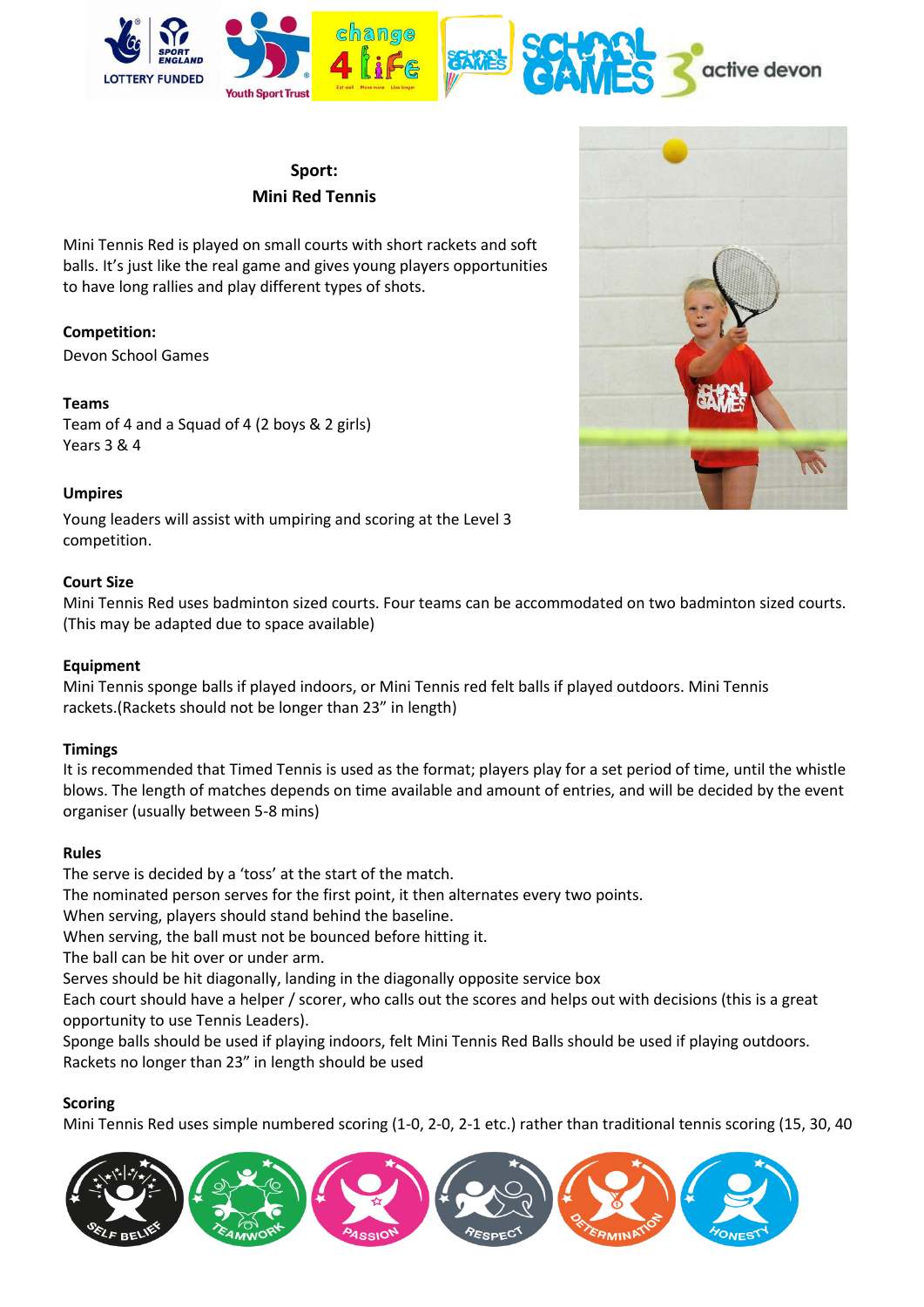**Sport:**
**Mini Red Tennis**

Mini Tennis Red is played on small courts with short rackets and soft balls. It's just like the real game and gives young players opportunities to have long rallies and play different types of shots.

**Competition:**
Devon School Games

**Teams**
Team of 4 and a Squad of 4 (2 boys & 2 girls)
Years 3 & 4

**Umpires**
Young leaders will assist with umpiring and scoring at the Level 3 competition.

**Court Size**
Mini Tennis Red uses badminton sized courts. Four teams can be accommodated on two badminton sized courts. (This may be adapted due to space available)

**Equipment**
Mini Tennis sponge balls if played indoors, or Mini Tennis red felt balls if played outdoors. Mini Tennis rackets.(Rackets should not be longer than 23" in length)

**Timings**
It is recommended that Timed Tennis is used as the format; players play for a set period of time, until the whistle blows. The length of matches depends on time available and amount of entries, and will be decided by the event organiser (usually between 5-8 mins)

**Rules**
The serve is decided by a 'toss' at the start of the match.
The nominated person serves for the first point, it then alternates every two points.
When serving, players should stand behind the baseline.
When serving, the ball must not be bounced before hitting it.
The ball can be hit over or under arm.
Serves should be hit diagonally, landing in the diagonally opposite service box
Each court should have a helper / scorer, who calls out the scores and helps out with decisions (this is a great opportunity to use Tennis Leaders).
Sponge balls should be used if playing indoors, felt Mini Tennis Red Balls should be used if playing outdoors.
Rackets no longer than 23" in length should be used

**Scoring**
Mini Tennis Red uses simple numbered scoring (1-0, 2-0, 2-1 etc.) rather than traditional tennis scoring (15, 30, 40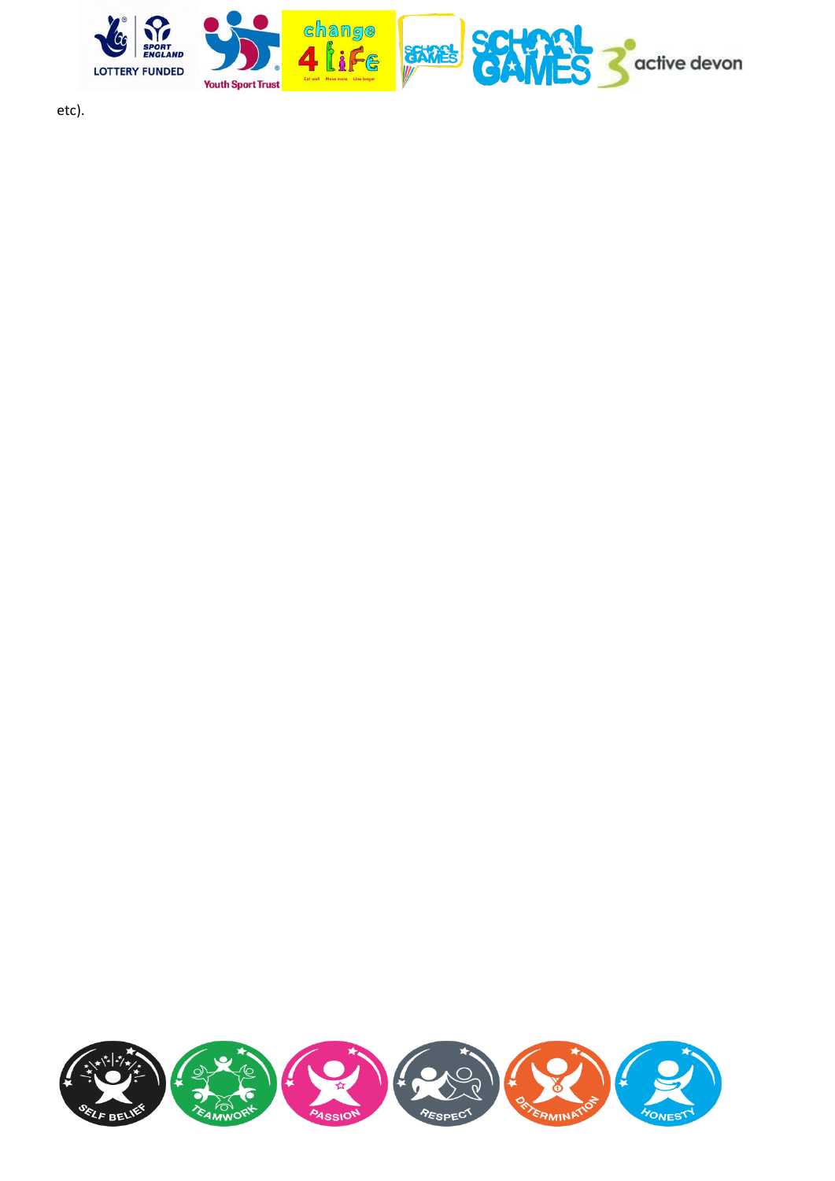etc).